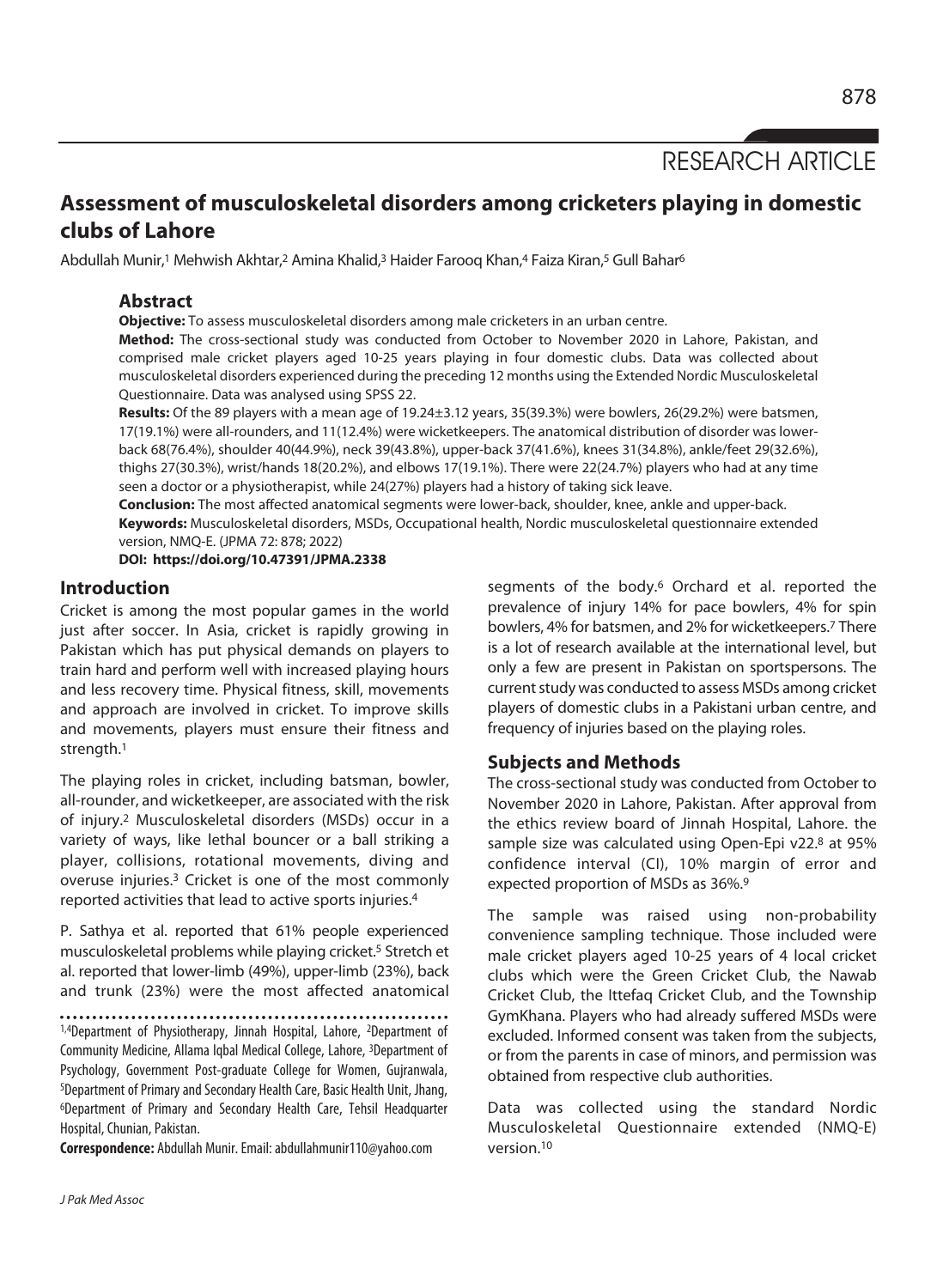RESEARCH ARTICLE

# Assessment of musculoskeletal disorders among cricketers playing in domestic clubs of Lahore

Abdullah Munir,[1] Mehwish Akhtar,[2] Amina Khalid,[3] Haider Farooq Khan,[4] Faiza Kiran,[5] Gull Bahar[6]

## Abstract

**Objective:** To assess musculoskeletal disorders among male cricketers in an urban centre.

**Method:** The cross-sectional study was conducted from October to November 2020 in Lahore, Pakistan, and comprised male cricket players aged 10-25 years playing in four domestic clubs. Data was collected about musculoskeletal disorders experienced during the preceding 12 months using the Extended Nordic Musculoskeletal Questionnaire. Data was analysed using SPSS 22.

**Results:** Of the 89 players with a mean age of 19.24±3.12 years, 35(39.3%) were bowlers, 26(29.2%) were batsmen, 17(19.1%) were all-rounders, and 11(12.4%) were wicketkeepers. The anatomical distribution of disorder was lower-back 68(76.4%), shoulder 40(44.9%), neck 39(43.8%), upper-back 37(41.6%), knees 31(34.8%), ankle/feet 29(32.6%), thighs 27(30.3%), wrist/hands 18(20.2%), and elbows 17(19.1%). There were 22(24.7%) players who had at any time seen a doctor or a physiotherapist, while 24(27%) players had a history of taking sick leave.

**Conclusion:** The most affected anatomical segments were lower-back, shoulder, knee, ankle and upper-back.

**Keywords:** Musculoskeletal disorders, MSDs, Occupational health, Nordic musculoskeletal questionnaire extended version, NMQ-E. (JPMA 72: 878; 2022)

**DOI: https://doi.org/10.47391/JPMA.2338**

## Introduction

Cricket is among the most popular games in the world just after soccer. In Asia, cricket is rapidly growing in Pakistan which has put physical demands on players to train hard and perform well with increased playing hours and less recovery time. Physical fitness, skill, movements and approach are involved in cricket. To improve skills and movements, players must ensure their fitness and strength.[1]

The playing roles in cricket, including batsman, bowler, all-rounder, and wicketkeeper, are associated with the risk of injury.[2] Musculoskeletal disorders (MSDs) occur in a variety of ways, like lethal bouncer or a ball striking a player, collisions, rotational movements, diving and overuse injuries.[3] Cricket is one of the most commonly reported activities that lead to active sports injuries.[4]

P. Sathya et al. reported that 61% people experienced musculoskeletal problems while playing cricket.[5] Stretch et al. reported that lower-limb (49%), upper-limb (23%), back and trunk (23%) were the most affected anatomical segments of the body.[6] Orchard et al. reported the prevalence of injury 14% for pace bowlers, 4% for spin bowlers, 4% for batsmen, and 2% for wicketkeepers.[7] There is a lot of research available at the international level, but only a few are present in Pakistan on sportspersons. The current study was conducted to assess MSDs among cricket players of domestic clubs in a Pakistani urban centre, and frequency of injuries based on the playing roles.

## Subjects and Methods

The cross-sectional study was conducted from October to November 2020 in Lahore, Pakistan. After approval from the ethics review board of Jinnah Hospital, Lahore. the sample size was calculated using Open-Epi v22.[8] at 95% confidence interval (CI), 10% margin of error and expected proportion of MSDs as 36%.[9]

The sample was raised using non-probability convenience sampling technique. Those included were male cricket players aged 10-25 years of 4 local cricket clubs which were the Green Cricket Club, the Nawab Cricket Club, the Ittefaq Cricket Club, and the Township GymKhana. Players who had already suffered MSDs were excluded. Informed consent was taken from the subjects, or from the parents in case of minors, and permission was obtained from respective club authorities.

Data was collected using the standard Nordic Musculoskeletal Questionnaire extended (NMQ-E) version.[10]

[1,4]Department of Physiotherapy, Jinnah Hospital, Lahore, [2]Department of Community Medicine, Allama Iqbal Medical College, Lahore, [3]Department of Psychology, Government Post-graduate College for Women, Gujranwala, [5]Department of Primary and Secondary Health Care, Basic Health Unit, Jhang, [6]Department of Primary and Secondary Health Care, Tehsil Headquarter Hospital, Chunian, Pakistan.

**Correspondence:** Abdullah Munir. Email: abdullahmunir110@yahoo.com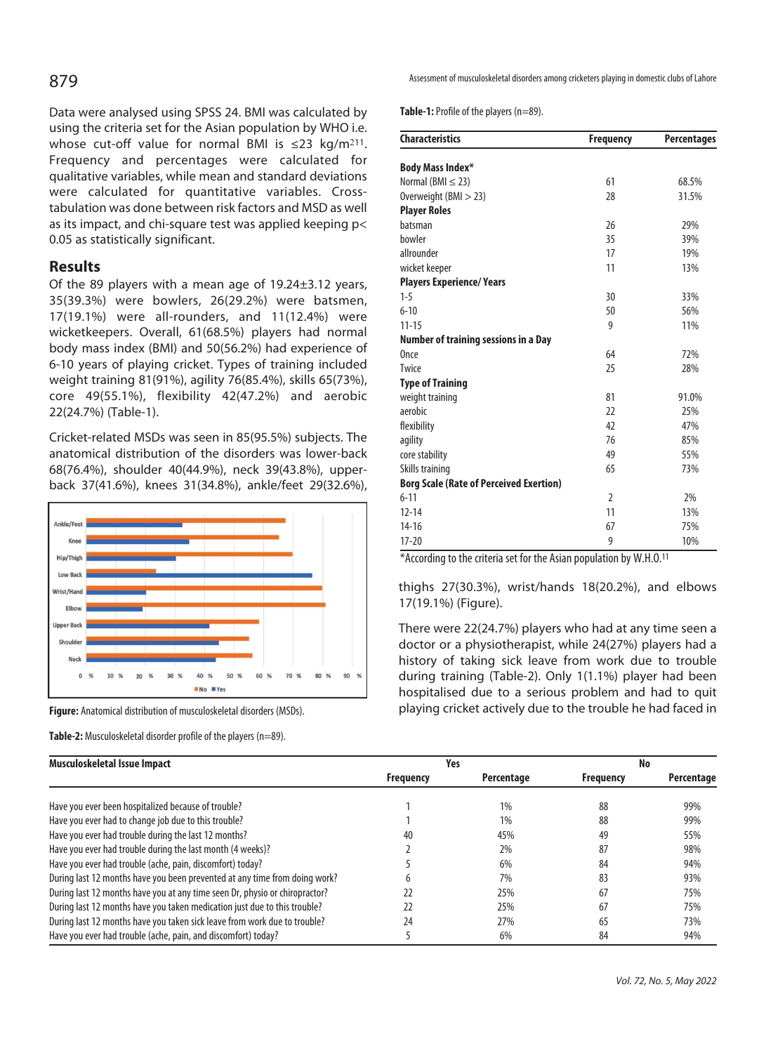Data were analysed using SPSS 24. BMI was calculated by using the criteria set for the Asian population by WHO i.e. whose cut-off value for normal BMI is ≤23 kg/m$^2$[11]. Frequency and percentages were calculated for qualitative variables, while mean and standard deviations were calculated for quantitative variables. Cross-tabulation was done between risk factors and MSD as well as its impact, and chi-square test was applied keeping $p < 0.05$ as statistically significant.

## Results

Of the 89 players with a mean age of 19.24±3.12 years, 35(39.3%) were bowlers, 26(29.2%) were batsmen, 17(19.1%) were all-rounders, and 11(12.4%) were wicketkeepers. Overall, 61(68.5%) players had normal body mass index (BMI) and 50(56.2%) had experience of 6-10 years of playing cricket. Types of training included weight training 81(91%), agility 76(85.4%), skills 65(73%), core 49(55.1%), flexibility 42(47.2%) and aerobic 22(24.7%) (Table-1).

Cricket-related MSDs was seen in 85(95.5%) subjects. The anatomical distribution of the disorders was lower-back 68(76.4%), shoulder 40(44.9%), neck 39(43.8%), upper-back 37(41.6%), knees 31(34.8%), ankle/feet 29(32.6%), thighs 27(30.3%), wrist/hands 18(20.2%), and elbows 17(19.1%) (Figure).

**Figure:** Anatomical distribution of musculoskeletal disorders (MSDs).

There were 22(24.7%) players who had at any time seen a doctor or a physiotherapist, while 24(27%) players had a history of taking sick leave from work due to trouble during training (Table-2). Only 1(1.1%) player had been hospitalised due to a serious problem and had to quit playing cricket actively due to the trouble he had faced in

**Table-1:** Profile of the players (n=89).

| Characteristics | Frequency | Percentages |
|---|---|---|
| **Body Mass Index*** | | |
| Normal (BMI ≤ 23) | 61 | 68.5% |
| Overweight (BMI > 23) | 28 | 31.5% |
| **Player Roles** | | |
| batsman | 26 | 29% |
| bowler | 35 | 39% |
| allrounder | 17 | 19% |
| wicket keeper | 11 | 13% |
| **Players Experience/ Years** | | |
| 1-5 | 30 | 33% |
| 6-10 | 50 | 56% |
| 11-15 | 9 | 11% |
| **Number of training sessions in a Day** | | |
| Once | 64 | 72% |
| Twice | 25 | 28% |
| **Type of Training** | | |
| weight training | 81 | 91.0% |
| aerobic | 22 | 25% |
| flexibility | 42 | 47% |
| agility | 76 | 85% |
| core stability | 49 | 55% |
| Skills training | 65 | 73% |
| **Borg Scale (Rate of Perceived Exertion)** | | |
| 6-11 | 2 | 2% |
| 12-14 | 11 | 13% |
| 14-16 | 67 | 75% |
| 17-20 | 9 | 10% |

*According to the criteria set for the Asian population by W.H.O.[11]

**Table-2:** Musculoskeletal disorder profile of the players (n=89).

| Musculoskeletal Issue Impact | Yes | | No | |
|---|---|---|---|---|
| | Frequency | Percentage | Frequency | Percentage |
| Have you ever been hospitalized because of trouble? | 1 | 1% | 88 | 99% |
| Have you ever had to change job due to this trouble? | 1 | 1% | 88 | 99% |
| Have you ever had trouble during the last 12 months? | 40 | 45% | 49 | 55% |
| Have you ever had trouble during the last month (4 weeks)? | 2 | 2% | 87 | 98% |
| Have you ever had trouble (ache, pain, discomfort) today? | 5 | 6% | 84 | 94% |
| During last 12 months have you been prevented at any time from doing work? | 6 | 7% | 83 | 93% |
| During last 12 months have you at any time seen Dr, physio or chiropractor? | 22 | 25% | 67 | 75% |
| During last 12 months have you taken medication just due to this trouble? | 22 | 25% | 67 | 75% |
| During last 12 months have you taken sick leave from work due to trouble? | 24 | 27% | 65 | 73% |
| Have you ever had trouble (ache, pain, and discomfort) today? | 5 | 6% | 84 | 94% |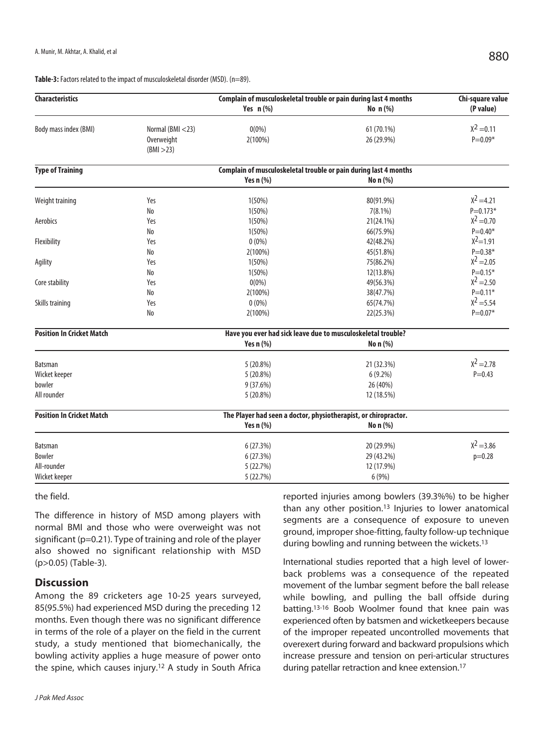**Table-3:** Factors related to the impact of musculoskeletal disorder (MSD). (n=89).

| Characteristics | | Complain of musculoskeletal trouble or pain during last 4 months | | Chi-square value (P value) |
|---|---|---|---|---|
| | | Yes n (%) | No n (%) | |
| Body mass index (BMI) | Normal (BMI <23) | 0(0%) | 61 (70.1%) | $X^2$ =0.11 |
| | Overweight (BMI >23) | 2(100%) | 26 (29.9%) | P=0.09* |
| **Type of Training** | | **Complain of musculoskeletal trouble or pain during last 4 months** | | |
| | | **Yes n (%)** | **No n (%)** | |
| Weight training | Yes | 1(50%) | 80(91.9%) | $X^2$ =4.21 |
| | No | 1(50%) | 7(8.1%) | P=0.173* |
| Aerobics | Yes | 1(50%) | 21(24.1%) | $X^2$ =0.70 |
| | No | 1(50%) | 66(75.9%) | P=0.40* |
| Flexibility | Yes | 0 (0%) | 42(48.2%) | $X^2$=1.91 |
| | No | 2(100%) | 45(51.8%) | P=0.38* |
| Agility | Yes | 1(50%) | 75(86.2%) | $X^2$ =2.05 |
| | No | 1(50%) | 12(13.8%) | P=0.15* |
| Core stability | Yes | 0(0%) | 49(56.3%) | $X^2$ =2.50 |
| | No | 2(100%) | 38(47.7%) | P=0.11* |
| Skills training | Yes | 0 (0%) | 65(74.7%) | $X^2$ =5.54 |
| | No | 2(100%) | 22(25.3%) | P=0.07* |
| **Position In Cricket Match** | | **Have you ever had sick leave due to musculoskeletal trouble?** | | |
| | | **Yes n (%)** | **No n (%)** | |
| Batsman | | 5 (20.8%) | 21 (32.3%) | $X^2$ =2.78 |
| Wicket keeper | | 5 (20.8%) | 6 (9.2%) | P=0.43 |
| bowler | | 9 (37.6%) | 26 (40%) | |
| All rounder | | 5 (20.8%) | 12 (18.5%) | |
| **Position In Cricket Match** | | **The Player had seen a doctor, physiotherapist, or chiropractor.** | | |
| | | **Yes n (%)** | **No n (%)** | |
| Batsman | | 6 (27.3%) | 20 (29.9%) | $X^2$ =3.86 |
| Bowler | | 6 (27.3%) | 29 (43.2%) | p=0.28 |
| All-rounder | | 5 (22.7%) | 12 (17.9%) | |
| Wicket keeper | | 5 (22.7%) | 6 (9%) | |

the field.

The difference in history of MSD among players with normal BMI and those who were overweight was not significant (p=0.21). Type of training and role of the player also showed no significant relationship with MSD (p>0.05) (Table-3).

## Discussion

Among the 89 cricketers age 10-25 years surveyed, 85(95.5%) had experienced MSD during the preceding 12 months. Even though there was no significant difference in terms of the role of a player on the field in the current study, a study mentioned that biomechanically, the bowling activity applies a huge measure of power onto the spine, which causes injury.[12] A study in South Africa reported injuries among bowlers (39.3%%) to be higher than any other position.[13] Injuries to lower anatomical segments are a consequence of exposure to uneven ground, improper shoe-fitting, faulty follow-up technique during bowling and running between the wickets.[13]

International studies reported that a high level of lower-back problems was a consequence of the repeated movement of the lumbar segment before the ball release while bowling, and pulling the ball offside during batting.[13-16] Boob Woolmer found that knee pain was experienced often by batsmen and wicketkeepers because of the improper repeated uncontrolled movements that overexert during forward and backward propulsions which increase pressure and tension on peri-articular structures during patellar retraction and knee extension.[17]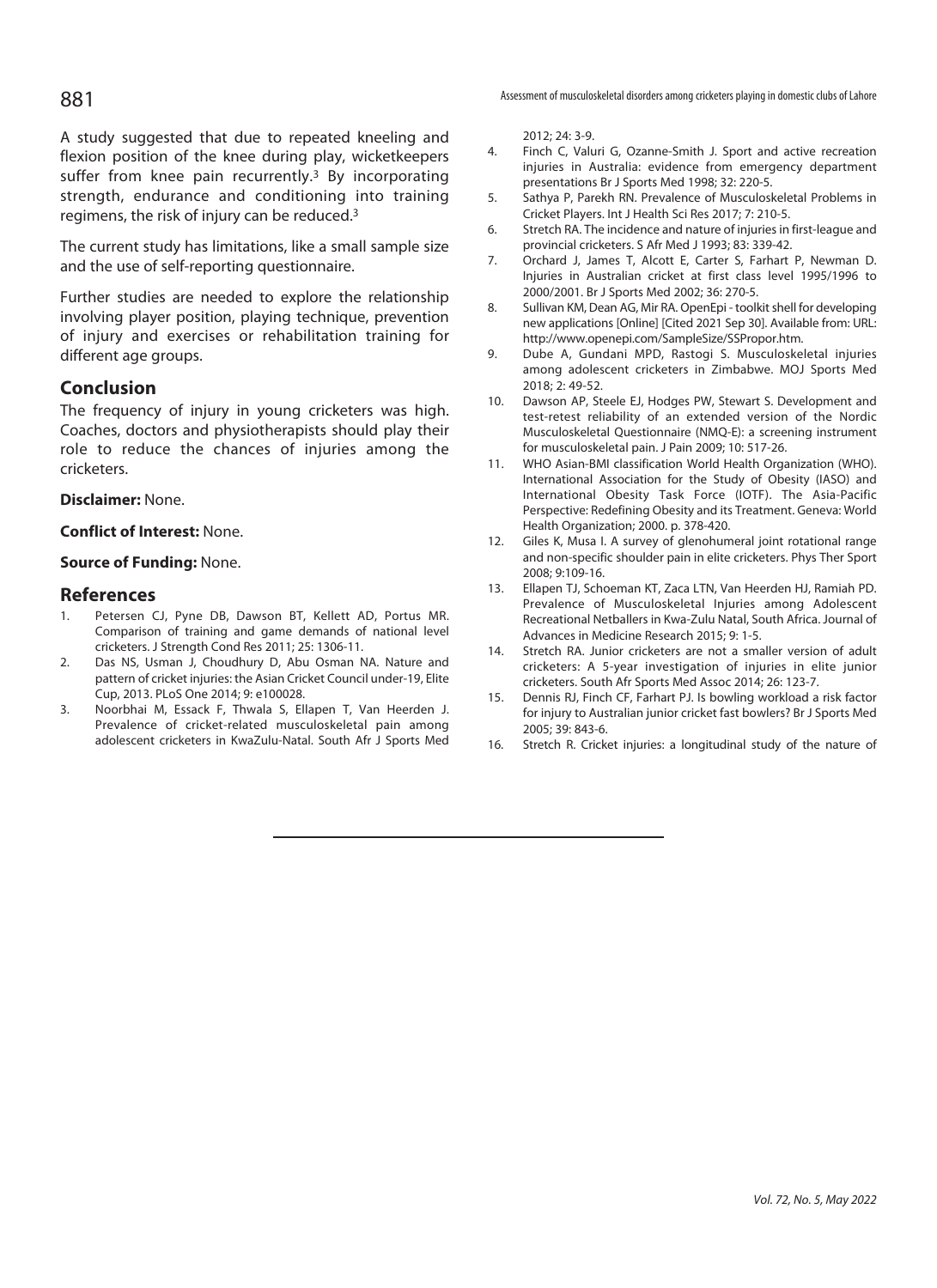A study suggested that due to repeated kneeling and flexion position of the knee during play, wicketkeepers suffer from knee pain recurrently.[3] By incorporating strength, endurance and conditioning into training regimens, the risk of injury can be reduced.[3]

The current study has limitations, like a small sample size and the use of self-reporting questionnaire.

Further studies are needed to explore the relationship involving player position, playing technique, prevention of injury and exercises or rehabilitation training for different age groups.

## Conclusion

The frequency of injury in young cricketers was high. Coaches, doctors and physiotherapists should play their role to reduce the chances of injuries among the cricketers.

**Disclaimer:** None.

**Conflict of Interest:** None.

**Source of Funding:** None.

## References

1. Petersen CJ, Pyne DB, Dawson BT, Kellett AD, Portus MR. Comparison of training and game demands of national level cricketers. J Strength Cond Res 2011; 25: 1306-11.
2. Das NS, Usman J, Choudhury D, Abu Osman NA. Nature and pattern of cricket injuries: the Asian Cricket Council under-19, Elite Cup, 2013. PLoS One 2014; 9: e100028.
3. Noorbhai M, Essack F, Thwala S, Ellapen T, Van Heerden J. Prevalence of cricket-related musculoskeletal pain among adolescent cricketers in KwaZulu-Natal. South Afr J Sports Med 2012; 24: 3-9.
4. Finch C, Valuri G, Ozanne-Smith J. Sport and active recreation injuries in Australia: evidence from emergency department presentations Br J Sports Med 1998; 32: 220-5.
5. Sathya P, Parekh RN. Prevalence of Musculoskeletal Problems in Cricket Players. Int J Health Sci Res 2017; 7: 210-5.
6. Stretch RA. The incidence and nature of injuries in first-league and provincial cricketers. S Afr Med J 1993; 83: 339-42.
7. Orchard J, James T, Alcott E, Carter S, Farhart P, Newman D. Injuries in Australian cricket at first class level 1995/1996 to 2000/2001. Br J Sports Med 2002; 36: 270-5.
8. Sullivan KM, Dean AG, Mir RA. OpenEpi - toolkit shell for developing new applications [Online] [Cited 2021 Sep 30]. Available from: URL: http://www.openepi.com/SampleSize/SSPropor.htm.
9. Dube A, Gundani MPD, Rastogi S. Musculoskeletal injuries among adolescent cricketers in Zimbabwe. MOJ Sports Med 2018; 2: 49-52.
10. Dawson AP, Steele EJ, Hodges PW, Stewart S. Development and test-retest reliability of an extended version of the Nordic Musculoskeletal Questionnaire (NMQ-E): a screening instrument for musculoskeletal pain. J Pain 2009; 10: 517-26.
11. WHO Asian-BMI classification World Health Organization (WHO). International Association for the Study of Obesity (IASO) and International Obesity Task Force (IOTF). The Asia-Pacific Perspective: Redefining Obesity and its Treatment. Geneva: World Health Organization; 2000. p. 378-420.
12. Giles K, Musa I. A survey of glenohumeral joint rotational range and non-specific shoulder pain in elite cricketers. Phys Ther Sport 2008; 9:109-16.
13. Ellapen TJ, Schoeman KT, Zaca LTN, Van Heerden HJ, Ramiah PD. Prevalence of Musculoskeletal Injuries among Adolescent Recreational Netballers in Kwa-Zulu Natal, South Africa. Journal of Advances in Medicine Research 2015; 9: 1-5.
14. Stretch RA. Junior cricketers are not a smaller version of adult cricketers: A 5-year investigation of injuries in elite junior cricketers. South Afr Sports Med Assoc 2014; 26: 123-7.
15. Dennis RJ, Finch CF, Farhart PJ. Is bowling workload a risk factor for injury to Australian junior cricket fast bowlers? Br J Sports Med 2005; 39: 843-6.
16. Stretch R. Cricket injuries: a longitudinal study of the nature of